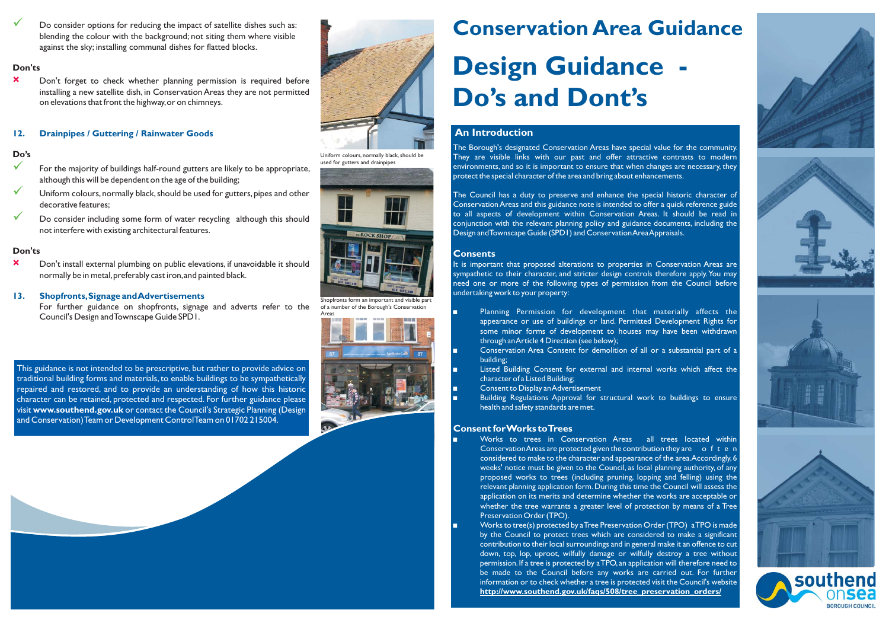✓ Do consider options for reducing the impact of satellite dishes such as: blending the colour with the background; not siting them where visible against the sky; installing communal dishes for flatted blocks.

**Don'ts**

✗ Don't forget to check whether planning permission is required before installing a new satellite dish, in Conservation Areas they are not permitted on elevations that front the highway, or on chimneys.

### 12. Drainpipes / Guttering / Rainwater Goods

**Do's**

✓ For the majority of buildings half-round gutters are likely to be appropriate, although this will be dependent on the age of the building;

✓ Uniform colours, normally black, should be used for gutters, pipes and other decorative features;

✓ Do consider including some form of water recycling although this should not interfere with existing architectural features.

**Don'ts**

✗ Don't install external plumbing on public elevations, if unavoidable it should normally be in metal, preferably cast iron, and painted black.

### 13. Shopfronts, Signage and Advertisements

For further guidance on shopfronts, signage and adverts refer to the Council's Design and Townscape Guide SPD1.

This guidance is not intended to be prescriptive, but rather to provide advice on traditional building forms and materials, to enable buildings to be sympathetically repaired and restored, and to provide an understanding of how this historic character can be retained, protected and respected. For further guidance please visit **www.southend.gov.uk** or contact the Council's Strategic Planning (Design and Conservation) Team or Development Control Team on 01702 215004.

Uniform colours, normally black, should be used for gutters and drainpipes

Shopfronts form an important and visible part of a number of the Borough's Conservation Areas

# Conservation Area Guidance

# Design Guidance - Do's and Dont's

## An Introduction

The Borough's designated Conservation Areas have special value for the community. They are visible links with our past and offer attractive contrasts to modern environments, and so it is important to ensure that when changes are necessary, they protect the special character of the area and bring about enhancements.

The Council has a duty to preserve and enhance the special historic character of Conservation Areas and this guidance note is intended to offer a quick reference guide to all aspects of development within Conservation Areas. It should be read in conjunction with the relevant planning policy and guidance documents, including the Design and Townscape Guide (SPD1) and Conservation Area Appraisals.

## Consents

It is important that proposed alterations to properties in Conservation Areas are sympathetic to their character, and stricter design controls therefore apply. You may need one or more of the following types of permission from the Council before undertaking work to your property:

- Planning Permission for development that materially affects the appearance or use of buildings or land. Permitted Development Rights for some minor forms of development to houses may have been withdrawn through an Article 4 Direction (see below);
- Conservation Area Consent for demolition of all or a substantial part of a building;
- Listed Building Consent for external and internal works which affect the character of a Listed Building;
- Consent to Display an Advertisement
- Building Regulations Approval for structural work to buildings to ensure health and safety standards are met.

## Consent for Works to Trees

- Works to trees in Conservation Areas all trees located within Conservation Areas are protected given the contribution they are often considered to make to the character and appearance of the area. Accordingly, 6 weeks' notice must be given to the Council, as local planning authority, of any proposed works to trees (including pruning, lopping and felling) using the relevant planning application form. During this time the Council will assess the application on its merits and determine whether the works are acceptable or whether the tree warrants a greater level of protection by means of a Tree Preservation Order (TPO).
- Works to tree(s) protected by a Tree Preservation Order (TPO) a TPO is made by the Council to protect trees which are considered to make a significant contribution to their local surroundings and in general make it an offence to cut down, top, lop, uproot, wilfully damage or wilfully destroy a tree without permission. If a tree is protected by a TPO, an application will therefore need to be made to the Council before any works are carried out. For further information or to check whether a tree is protected visit the Council's website **http://www.southend.gov.uk/faqs/508/tree_preservation_orders/**

southend on sea BOROUGH COUNCIL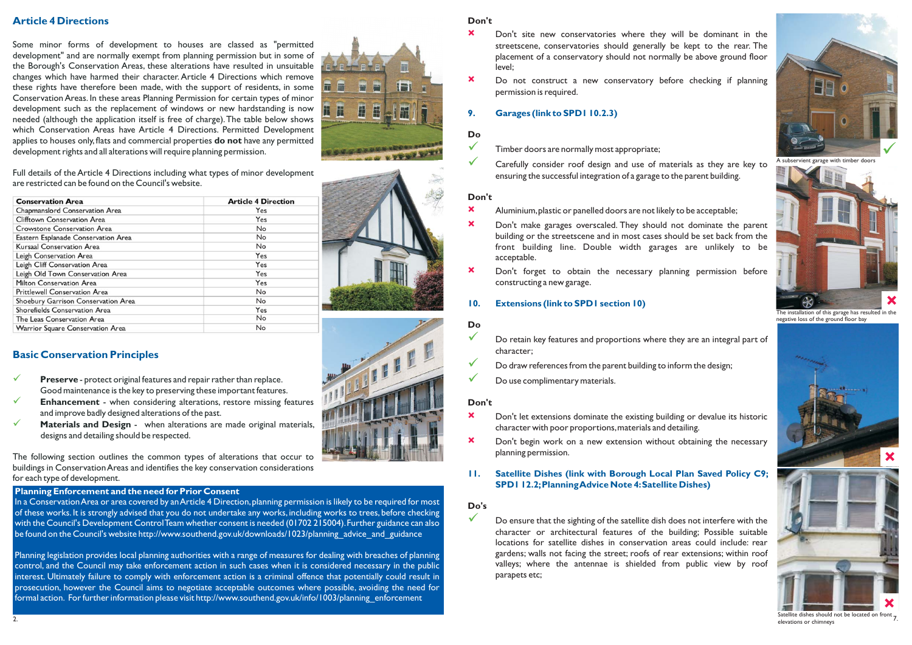## Article 4 Directions

Some minor forms of development to houses are classed as "permitted development" and are normally exempt from planning permission but in some of the Borough's Conservation Areas, these alterations have resulted in unsuitable changes which have harmed their character. Article 4 Directions which remove these rights have therefore been made, with the support of residents, in some Conservation Areas. In these areas Planning Permission for certain types of minor development such as the replacement of windows or new hardstanding is now needed (although the application itself is free of charge). The table below shows which Conservation Areas have Article 4 Directions. Permitted Development applies to houses only, flats and commercial properties **do not** have any permitted development rights and all alterations will require planning permission.

Full details of the Article 4 Directions including what types of minor development are restricted can be found on the Council's website.

| Conservation Area | Article 4 Direction |
|---|---|
| Chapmanslord Conservation Area | Yes |
| Clifftown Conservation Area | Yes |
| Crowstone Conservation Area | No |
| Eastern Esplanade Conservation Area | No |
| Kursaal Conservation Area | No |
| Leigh Conservation Area | Yes |
| Leigh Cliff Conservation Area | Yes |
| Leigh Old Town Conservation Area | Yes |
| Milton Conservation Area | Yes |
| Prittlewell Conservation Area | No |
| Shoebury Garrison Conservation Area | No |
| Shorefields Conservation Area | Yes |
| The Leas Conservation Area | No |
| Warrior Square Conservation Area | No |

## Basic Conservation Principles

- ✓ **Preserve** - protect original features and repair rather than replace. Good maintenance is the key to preserving these important features.
- ✓ **Enhancement** - when considering alterations, restore missing features and improve badly designed alterations of the past.
- ✓ **Materials and Design** - when alterations are made original materials, designs and detailing should be respected.

The following section outlines the common types of alterations that occur to buildings in Conservation Areas and identifies the key conservation considerations for each type of development.

### Planning Enforcement and the need for Prior Consent

In a Conservation Area or area covered by an Article 4 Direction, planning permission is likely to be required for most of these works. It is strongly advised that you do not undertake any works, including works to trees, before checking with the Council's Development Control Team whether consent is needed (01702 215004). Further guidance can also be found on the Council's website http://www.southend.gov.uk/downloads/1023/planning_advice_and_guidance

Planning legislation provides local planning authorities with a range of measures for dealing with breaches of planning control, and the Council may take enforcement action in such cases when it is considered necessary in the public interest. Ultimately failure to comply with enforcement action is a criminal offence that potentially could result in prosecution, however the Council aims to negotiate acceptable outcomes where possible, avoiding the need for formal action. For further information please visit http://www.southend.gov.uk/info/1003/planning_enforcement

**Don't**

- ✗ Don't site new conservatories where they will be dominant in the streetscene, conservatories should generally be kept to the rear. The placement of a conservatory should not normally be above ground floor level;
- ✗ Do not construct a new conservatory before checking if planning permission is required.

### 9. Garages (link to SPD1 10.2.3)

**Do**

- ✓ Timber doors are normally most appropriate;
- ✓ Carefully consider roof design and use of materials as they are key to ensuring the successful integration of a garage to the parent building.

**Don't**

- ✗ Aluminium, plastic or panelled doors are not likely to be acceptable;
- ✗ Don't make garages overscaled. They should not dominate the parent building or the streetscene and in most cases should be set back from the front building line. Double width garages are unlikely to be acceptable.
- ✗ Don't forget to obtain the necessary planning permission before constructing a new garage.

### 10. Extensions (link to SPD1 section 10)

**Do**

- ✓ Do retain key features and proportions where they are an integral part of character;
- ✓ Do draw references from the parent building to inform the design;
- ✓ Do use complimentary materials.

**Don't**

- ✗ Don't let extensions dominate the existing building or devalue its historic character with poor proportions, materials and detailing.
- ✗ Don't begin work on a new extension without obtaining the necessary planning permission.

### 11. Satellite Dishes (link with Borough Local Plan Saved Policy C9; SPD1 12.2; Planning Advice Note 4: Satellite Dishes)

**Do's**

- ✓ Do ensure that the sighting of the satellite dish does not interfere with the character or architectural features of the building; Possible suitable locations for satellite dishes in conservation areas could include: rear gardens; walls not facing the street; roofs of rear extensions; within roof valleys; where the antennae is shielded from public view by roof parapets etc;

A subservient garage with timber doors

The installation of this garage has resulted in the negative loss of the ground floor bay

Satellite dishes should not be located on front elevations or chimneys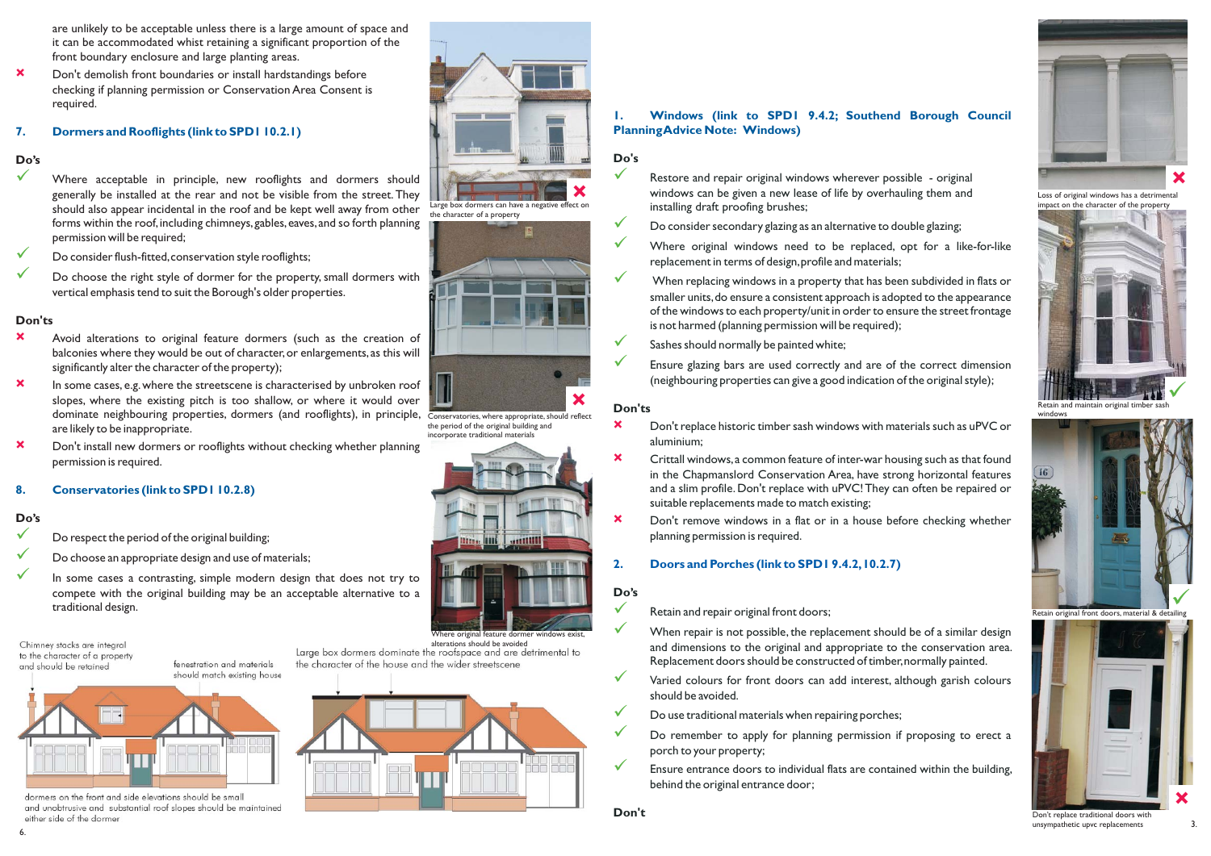are unlikely to be acceptable unless there is a large amount of space and it can be accommodated whist retaining a significant proportion of the front boundary enclosure and large planting areas.

- ✗ Don't demolish front boundaries or install hardstandings before checking if planning permission or Conservation Area Consent is required.

## 7. Dormers and Rooflights (link to SPD1 10.2.1)

### Do's

- ✓ Where acceptable in principle, new rooflights and dormers should generally be installed at the rear and not be visible from the street. They should also appear incidental in the roof and be kept well away from other forms within the roof, including chimneys, gables, eaves, and so forth planning permission will be required;
- ✓ Do consider flush-fitted, conservation style rooflights;
- ✓ Do choose the right style of dormer for the property, small dormers with vertical emphasis tend to suit the Borough's older properties.

### Don'ts

- ✗ Avoid alterations to original feature dormers (such as the creation of balconies where they would be out of character, or enlargements, as this will significantly alter the character of the property);
- ✗ In some cases, e.g. where the streetscene is characterised by unbroken roof slopes, where the existing pitch is too shallow, or where it would over dominate neighbouring properties, dormers (and rooflights), in principle, are likely to be inappropriate.
- ✗ Don't install new dormers or rooflights without checking whether planning permission is required.

## 8. Conservatories (link to SPD1 10.2.8)

### Do's

- ✓ Do respect the period of the original building;
- ✓ Do choose an appropriate design and use of materials;
- ✓ In some cases a contrasting, simple modern design that does not try to compete with the original building may be an acceptable alternative to a traditional design.

Large box dormers can have a negative effect on the character of a property

Conservatories, where appropriate, should reflect the period of the original building and incorporate traditional materials

Where original feature dormer windows exist, alterations should be avoided

Chimney stacks are integral to the character of a property and should be retained

fenestration and materials should match existing house

dormers on the front and side elevations should be small and unobtrusive and substantial roof slopes should be maintained either side of the dormer

Large box dormers dominate the roofspace and are detrimental to the character of the house and the wider streetscene

## 1. Windows (link to SPD1 9.4.2; Southend Borough Council Planning Advice Note: Windows)

### Do's

- ✓ Restore and repair original windows wherever possible - original windows can be given a new lease of life by overhauling them and installing draft proofing brushes;
- ✓ Do consider secondary glazing as an alternative to double glazing;
- ✓ Where original windows need to be replaced, opt for a like-for-like replacement in terms of design, profile and materials;
- ✓ When replacing windows in a property that has been subdivided in flats or smaller units, do ensure a consistent approach is adopted to the appearance of the windows to each property/unit in order to ensure the street frontage is not harmed (planning permission will be required);
- ✓ Sashes should normally be painted white;
- ✓ Ensure glazing bars are used correctly and are of the correct dimension (neighbouring properties can give a good indication of the original style);

### Don'ts

- ✗ Don't replace historic timber sash windows with materials such as uPVC or aluminium;
- ✗ Crittall windows, a common feature of inter-war housing such as that found in the Chapmanslord Conservation Area, have strong horizontal features and a slim profile. Don't replace with uPVC! They can often be repaired or suitable replacements made to match existing;
- ✗ Don't remove windows in a flat or in a house before checking whether planning permission is required.

## 2. Doors and Porches (link to SPD1 9.4.2, 10.2.7)

### Do's

- ✓ Retain and repair original front doors;
- ✓ When repair is not possible, the replacement should be of a similar design and dimensions to the original and appropriate to the conservation area. Replacement doors should be constructed of timber, normally painted.
- ✓ Varied colours for front doors can add interest, although garish colours should be avoided.
- ✓ Do use traditional materials when repairing porches;
- ✓ Do remember to apply for planning permission if proposing to erect a porch to your property;
- ✓ Ensure entrance doors to individual flats are contained within the building, behind the original entrance door;

### Don't

Loss of original windows has a detrimental impact on the character of the property

Retain and maintain original timber sash windows

Retain original front doors, material & detailing

Don't replace traditional doors with unsympathetic upvc replacements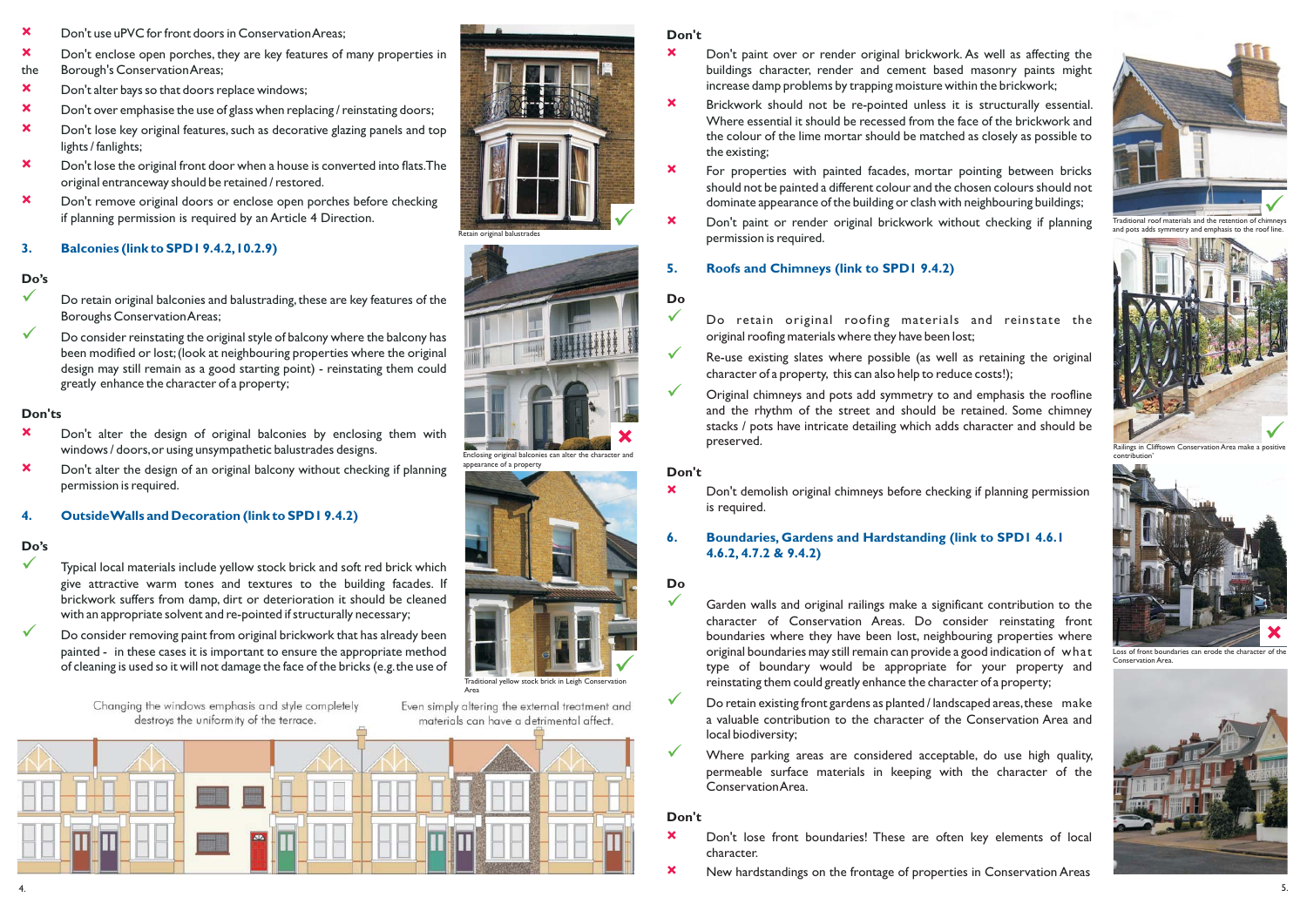- ✗ Don't use uPVC for front doors in Conservation Areas;
- ✗ Don't enclose open porches, they are key features of many properties in the Borough's Conservation Areas;
- ✗ Don't alter bays so that doors replace windows;
- ✗ Don't over emphasise the use of glass when replacing / reinstating doors;
- ✗ Don't lose key original features, such as decorative glazing panels and top lights / fanlights;
- ✗ Don't lose the original front door when a house is converted into flats. The original entranceway should be retained / restored.
- ✗ Don't remove original doors or enclose open porches before checking if planning permission is required by an Article 4 Direction.

## 3. Balconies (link to SPD1 9.4.2, 10.2.9)

### Do's

- ✓ Do retain original balconies and balustrading, these are key features of the Boroughs Conservation Areas;
- ✓ Do consider reinstating the original style of balcony where the balcony has been modified or lost; (look at neighbouring properties where the original design may still remain as a good starting point) - reinstating them could greatly enhance the character of a property;

### Don'ts

- ✗ Don't alter the design of original balconies by enclosing them with windows / doors, or using unsympathetic balustrades designs.
- ✗ Don't alter the design of an original balcony without checking if planning permission is required.

## 4. Outside Walls and Decoration (link to SPD1 9.4.2)

### Do's

- ✓ Typical local materials include yellow stock brick and soft red brick which give attractive warm tones and textures to the building facades. If brickwork suffers from damp, dirt or deterioration it should be cleaned with an appropriate solvent and re-pointed if structurally necessary;
- ✓ Do consider removing paint from original brickwork that has already been painted - in these cases it is important to ensure the appropriate method of cleaning is used so it will not damage the face of the bricks (e.g. the use of

Retain original balustrades

Enclosing original balconies can alter the character and appearance of a property

Traditional yellow stock brick in Leigh Conservation Area

Changing the windows emphasis and style completely destroys the uniformity of the terrace.

Even simply altering the external treatment and materials can have a detrimental affect.

### Don't

- ✗ Don't paint over or render original brickwork. As well as affecting the buildings character, render and cement based masonry paints might increase damp problems by trapping moisture within the brickwork;
- ✗ Brickwork should not be re-pointed unless it is structurally essential. Where essential it should be recessed from the face of the brickwork and the colour of the lime mortar should be matched as closely as possible to the existing;
- ✗ For properties with painted facades, mortar pointing between bricks should not be painted a different colour and the chosen colours should not dominate appearance of the building or clash with neighbouring buildings;
- ✗ Don't paint or render original brickwork without checking if planning permission is required.

## 5. Roofs and Chimneys (link to SPD1 9.4.2)

### Do

- ✓ Do retain original roofing materials and reinstate the original roofing materials where they have been lost;
- ✓ Re-use existing slates where possible (as well as retaining the original character of a property, this can also help to reduce costs!);
- ✓ Original chimneys and pots add symmetry and emphasis the roofline and the rhythm of the street and should be retained. Some chimney stacks / pots have intricate detailing which adds character and should be preserved.

### Don't

- ✗ Don't demolish original chimneys before checking if planning permission is required.

## 6. Boundaries, Gardens and Hardstanding (link to SPD1 4.6.1 4.6.2, 4.7.2 & 9.4.2)

### Do

- ✓ Garden walls and original railings make a significant contribution to the character of Conservation Areas. Do consider reinstating front boundaries where they have been lost, neighbouring properties where original boundaries may still remain can provide a good indication of what type of boundary would be appropriate for your property and reinstating them could greatly enhance the character of a property;
- ✓ Do retain existing front gardens as planted / landscaped areas, these make a valuable contribution to the character of the Conservation Area and local biodiversity;
- ✓ Where parking areas are considered acceptable, do use high quality, permeable surface materials in keeping with the character of the Conservation Area.

### Don't

- ✗ Don't lose front boundaries! These are often key elements of local character.
- ✗ New hardstandings on the frontage of properties in Conservation Areas

Traditional roof materials and the retention of chimneys and pots adds symmetry and emphasis to the roof line.

Railings in Clifftown Conservation Area make a positive contribution'

Loss of front boundaries can erode the character of the Conservation Area.